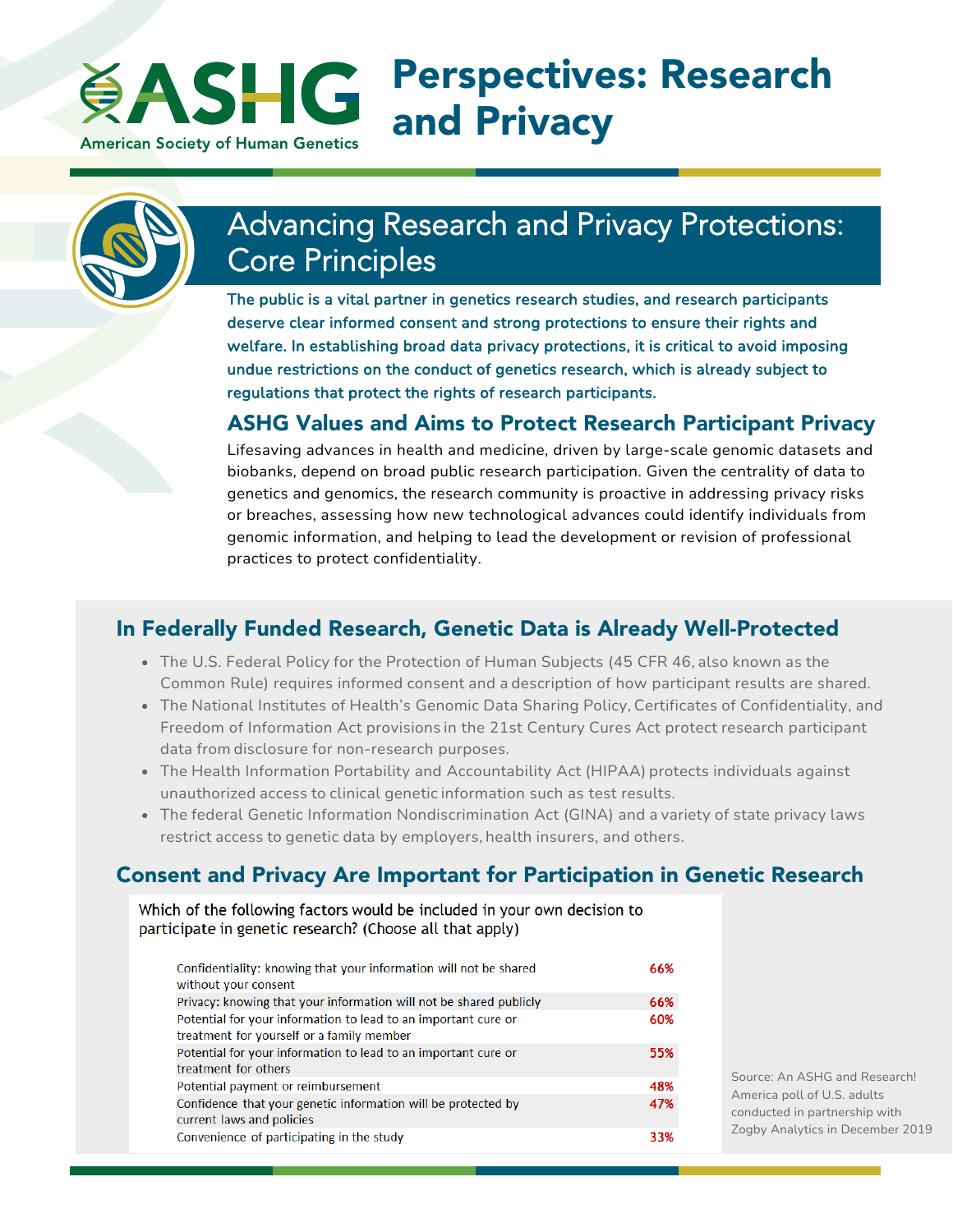# ASHG American Society of Human Genetics

# Perspectives: Research and Privacy

## Advancing Research and Privacy Protections: Core Principles

**The public is a vital partner in genetics research studies, and research participants deserve clear informed consent and strong protections to ensure their rights and welfare. In establishing broad data privacy protections, it is critical to avoid imposing undue restrictions on the conduct of genetics research, which is already subject to regulations that protect the rights of research participants.**

### ASHG Values and Aims to Protect Research Participant Privacy

Lifesaving advances in health and medicine, driven by large-scale genomic datasets and biobanks, depend on broad public research participation. Given the centrality of data to genetics and genomics, the research community is proactive in addressing privacy risks or breaches, assessing how new technological advances could identify individuals from genomic information, and helping to lead the development or revision of professional practices to protect confidentiality.

### In Federally Funded Research, Genetic Data is Already Well-Protected

- The U.S. Federal Policy for the Protection of Human Subjects (45 CFR 46, also known as the Common Rule) requires informed consent and a description of how participant results are shared.
- The National Institutes of Health's Genomic Data Sharing Policy, Certificates of Confidentiality, and Freedom of Information Act provisions in the 21st Century Cures Act protect research participant data from disclosure for non-research purposes.
- The Health Information Portability and Accountability Act (HIPAA) protects individuals against unauthorized access to clinical genetic information such as test results.
- The federal Genetic Information Nondiscrimination Act (GINA) and a variety of state privacy laws restrict access to genetic data by employers, health insurers, and others.

### Consent and Privacy Are Important for Participation in Genetic Research

Which of the following factors would be included in your own decision to participate in genetic research? (Choose all that apply)

| Factor | % |
|---|---|
| Confidentiality: knowing that your information will not be shared without your consent | 66% |
| Privacy: knowing that your information will not be shared publicly | 66% |
| Potential for your information to lead to an important cure or treatment for yourself or a family member | 60% |
| Potential for your information to lead to an important cure or treatment for others | 55% |
| Potential payment or reimbursement | 48% |
| Confidence that your genetic information will be protected by current laws and policies | 47% |
| Convenience of participating in the study | 33% |

Source: An ASHG and Research! America poll of U.S. adults conducted in partnership with Zogby Analytics in December 2019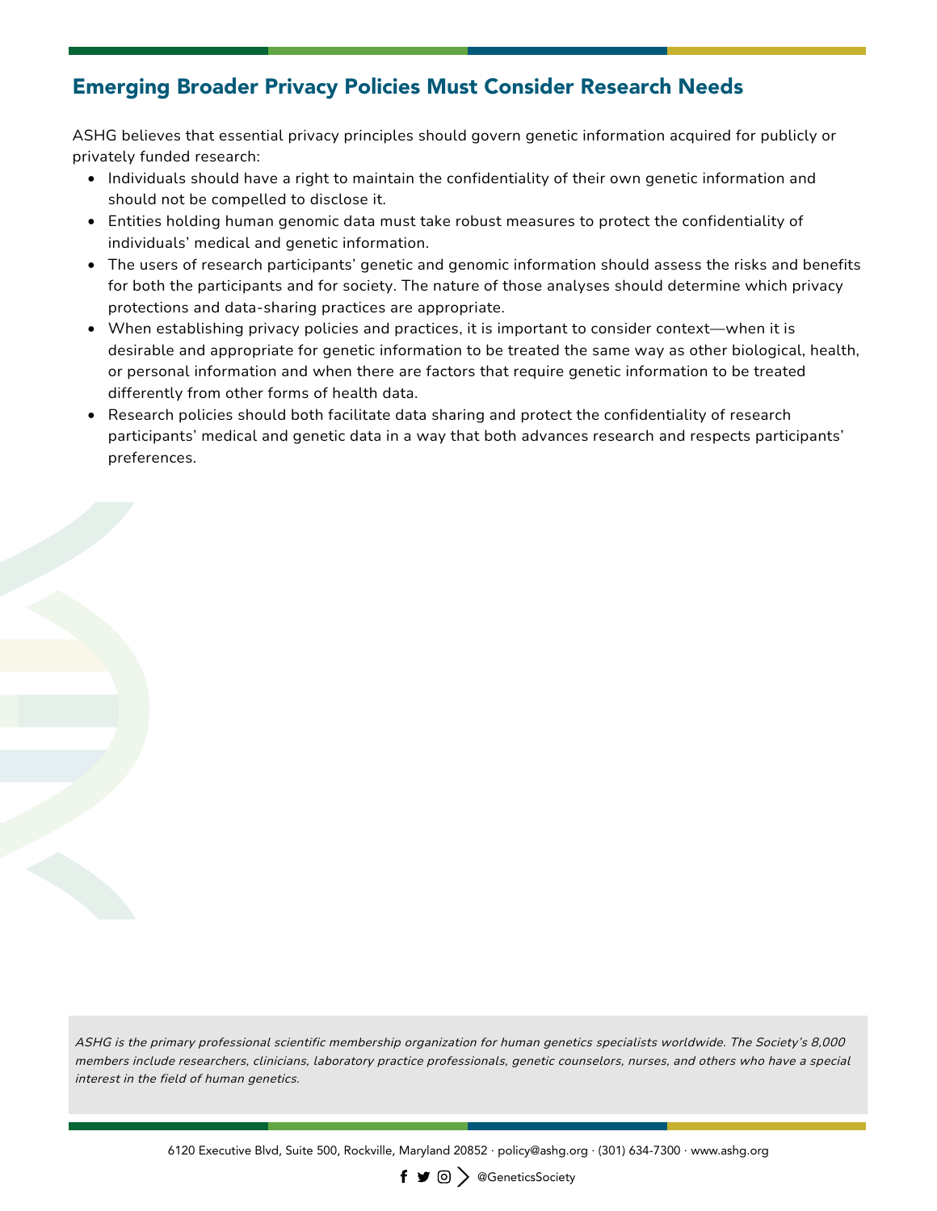## Emerging Broader Privacy Policies Must Consider Research Needs

ASHG believes that essential privacy principles should govern genetic information acquired for publicly or privately funded research:

- Individuals should have a right to maintain the confidentiality of their own genetic information and should not be compelled to disclose it.
- Entities holding human genomic data must take robust measures to protect the confidentiality of individuals' medical and genetic information.
- The users of research participants' genetic and genomic information should assess the risks and benefits for both the participants and for society. The nature of those analyses should determine which privacy protections and data-sharing practices are appropriate.
- When establishing privacy policies and practices, it is important to consider context—when it is desirable and appropriate for genetic information to be treated the same way as other biological, health, or personal information and when there are factors that require genetic information to be treated differently from other forms of health data.
- Research policies should both facilitate data sharing and protect the confidentiality of research participants' medical and genetic data in a way that both advances research and respects participants' preferences.

*ASHG is the primary professional scientific membership organization for human genetics specialists worldwide. The Society's 8,000 members include researchers, clinicians, laboratory practice professionals, genetic counselors, nurses, and others who have a special interest in the field of human genetics.*

6120 Executive Blvd, Suite 500, Rockville, Maryland 20852 · policy@ashg.org · (301) 634-7300 · www.ashg.org

@GeneticsSociety